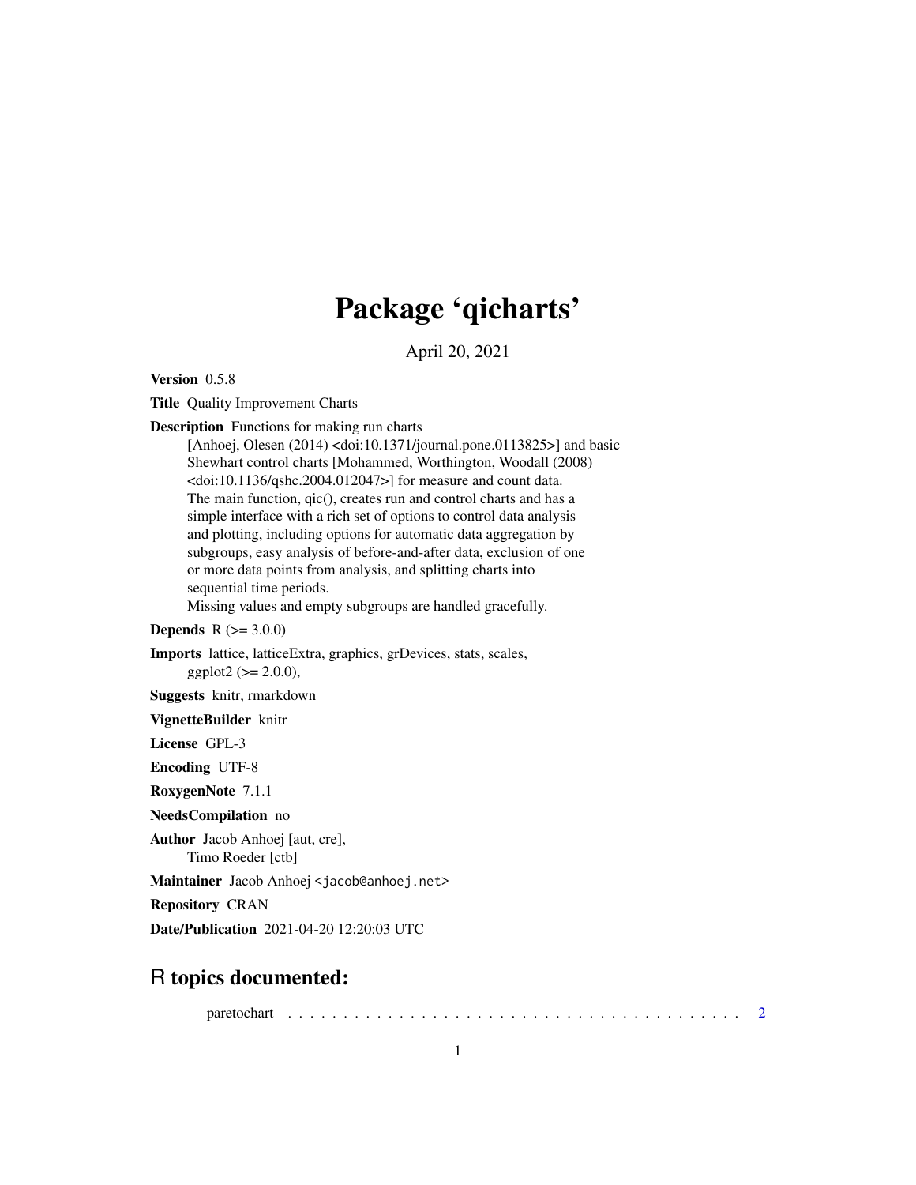# Package 'qicharts'

April 20, 2021

**Version** 0.5.8

**Title** Quality Improvement Charts

**Description** Functions for making run charts [Anhoej, Olesen (2014) <doi:10.1371/journal.pone.0113825>] and basic Shewhart control charts [Mohammed, Worthington, Woodall (2008) <doi:10.1136/qshc.2004.012047>] for measure and count data. The main function, qic(), creates run and control charts and has a simple interface with a rich set of options to control data analysis and plotting, including options for automatic data aggregation by subgroups, easy analysis of before-and-after data, exclusion of one or more data points from analysis, and splitting charts into sequential time periods.
Missing values and empty subgroups are handled gracefully.

**Depends** R (>= 3.0.0)

**Imports** lattice, latticeExtra, graphics, grDevices, stats, scales, ggplot2 (>= 2.0.0),

**Suggests** knitr, rmarkdown

**VignetteBuilder** knitr

**License** GPL-3

**Encoding** UTF-8

**RoxygenNote** 7.1.1

**NeedsCompilation** no

**Author** Jacob Anhoej [aut, cre],
Timo Roeder [ctb]

**Maintainer** Jacob Anhoej <jacob@anhoej.net>

**Repository** CRAN

**Date/Publication** 2021-04-20 12:20:03 UTC

## R topics documented:

paretochart . . . . . . . . . . . . . . . . . . . . . . . . . . . . . . . . . . . . . . . . . . 2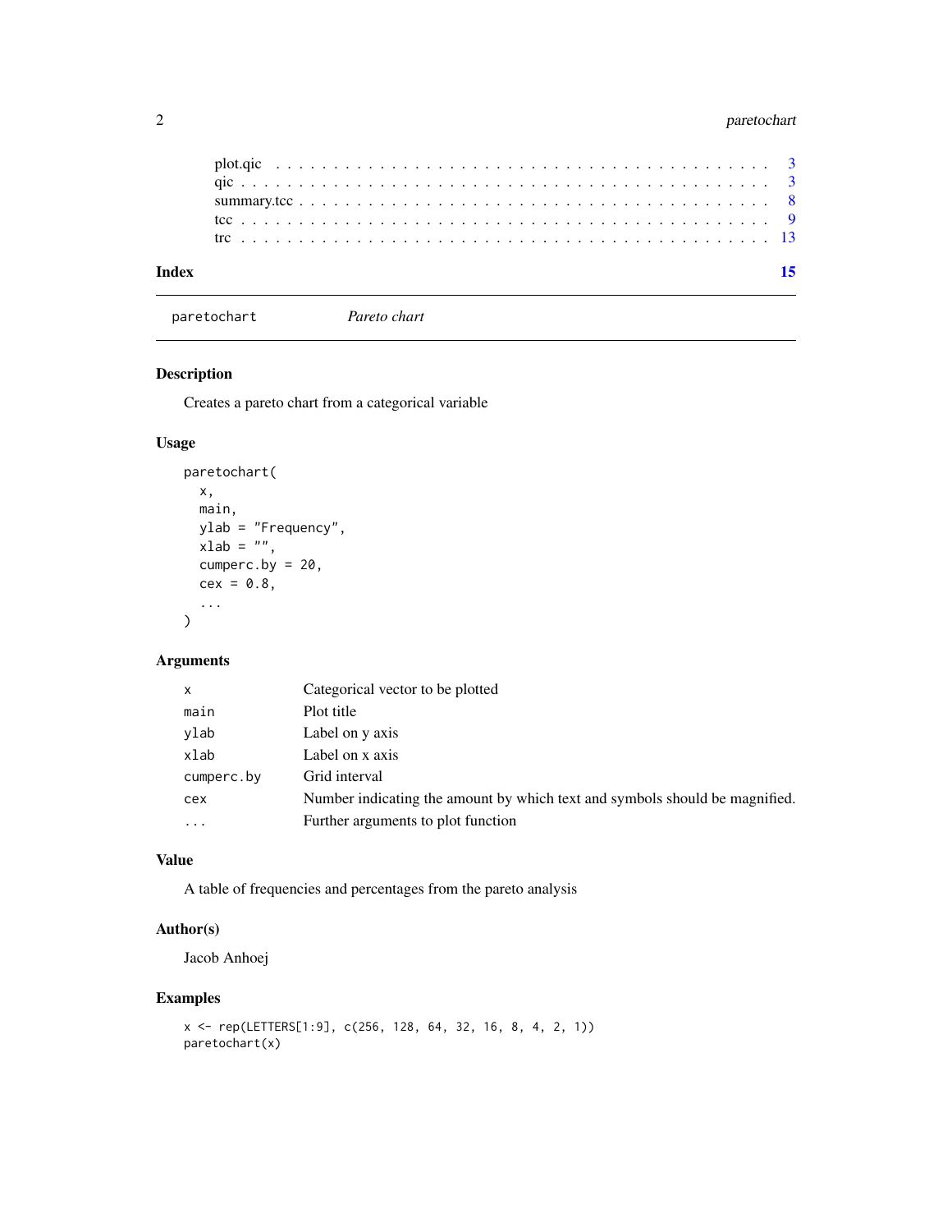- plot.qic . . . . . . . . . . . . . . . . . . . . . . . . . . . . . . . . . . . . . . . . . 3
- qic . . . . . . . . . . . . . . . . . . . . . . . . . . . . . . . . . . . . . . . . . . . . 3
- summary.tcc . . . . . . . . . . . . . . . . . . . . . . . . . . . . . . . . . . . . . . . 8
- tcc . . . . . . . . . . . . . . . . . . . . . . . . . . . . . . . . . . . . . . . . . . . . 9
- trc . . . . . . . . . . . . . . . . . . . . . . . . . . . . . . . . . . . . . . . . . . . . 13

**Index** **15**

---

`paretochart` *Pareto chart*

---

## Description

Creates a pareto chart from a categorical variable

## Usage

```
paretochart(
  x,
  main,
  ylab = "Frequency",
  xlab = "",
  cumperc.by = 20,
  cex = 0.8,
  ...
)
```

## Arguments

| | |
|---|---|
| `x` | Categorical vector to be plotted |
| `main` | Plot title |
| `ylab` | Label on y axis |
| `xlab` | Label on x axis |
| `cumperc.by` | Grid interval |
| `cex` | Number indicating the amount by which text and symbols should be magnified. |
| `...` | Further arguments to plot function |

## Value

A table of frequencies and percentages from the pareto analysis

## Author(s)

Jacob Anhoej

## Examples

```
x <- rep(LETTERS[1:9], c(256, 128, 64, 32, 16, 8, 4, 2, 1))
paretochart(x)
```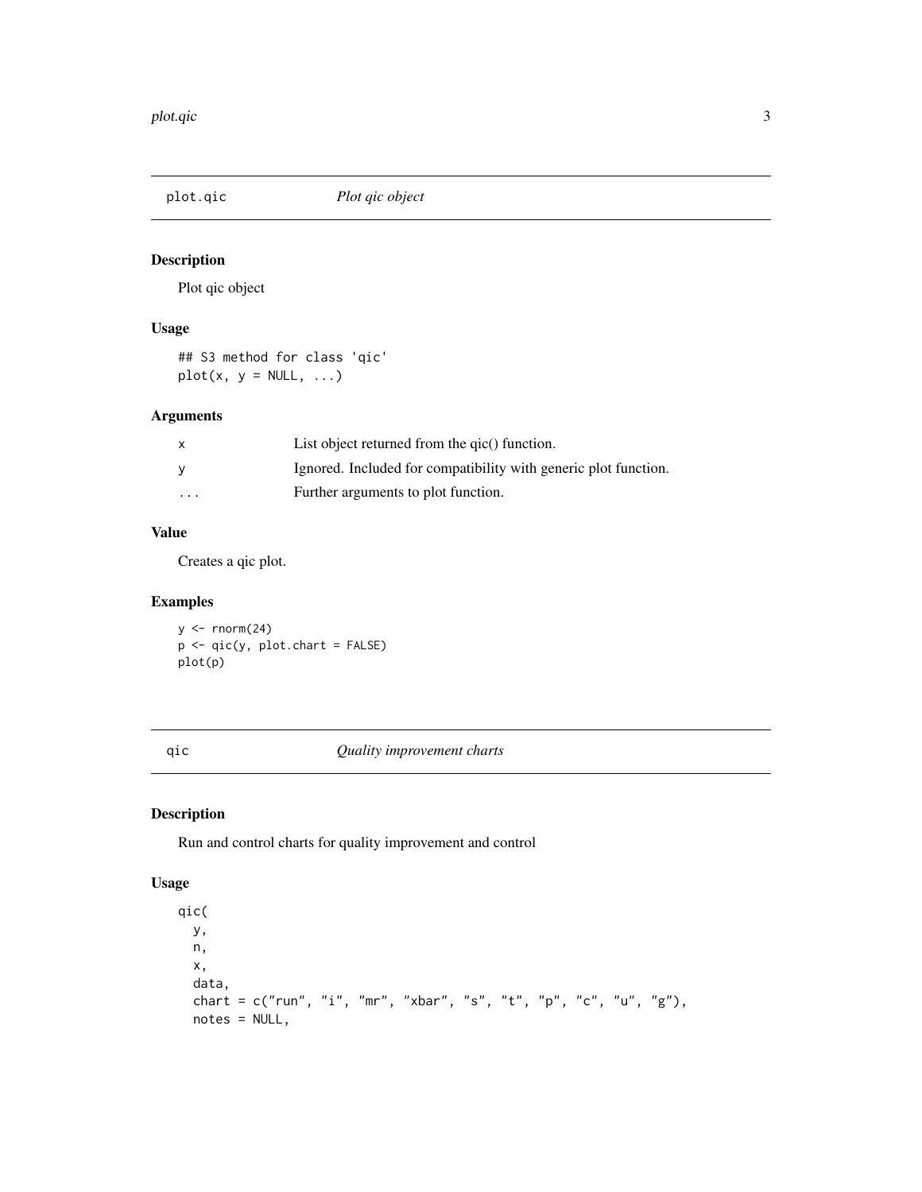## plot.qic — *Plot qic object*

### Description

Plot qic object

### Usage

```
## S3 method for class 'qic'
plot(x, y = NULL, ...)
```

### Arguments

| | |
|---|---|
| x | List object returned from the qic() function. |
| y | Ignored. Included for compatibility with generic plot function. |
| ... | Further arguments to plot function. |

### Value

Creates a qic plot.

### Examples

```
y <- rnorm(24)
p <- qic(y, plot.chart = FALSE)
plot(p)
```

## qic — *Quality improvement charts*

### Description

Run and control charts for quality improvement and control

### Usage

```
qic(
  y,
  n,
  x,
  data,
  chart = c("run", "i", "mr", "xbar", "s", "t", "p", "c", "u", "g"),
  notes = NULL,
```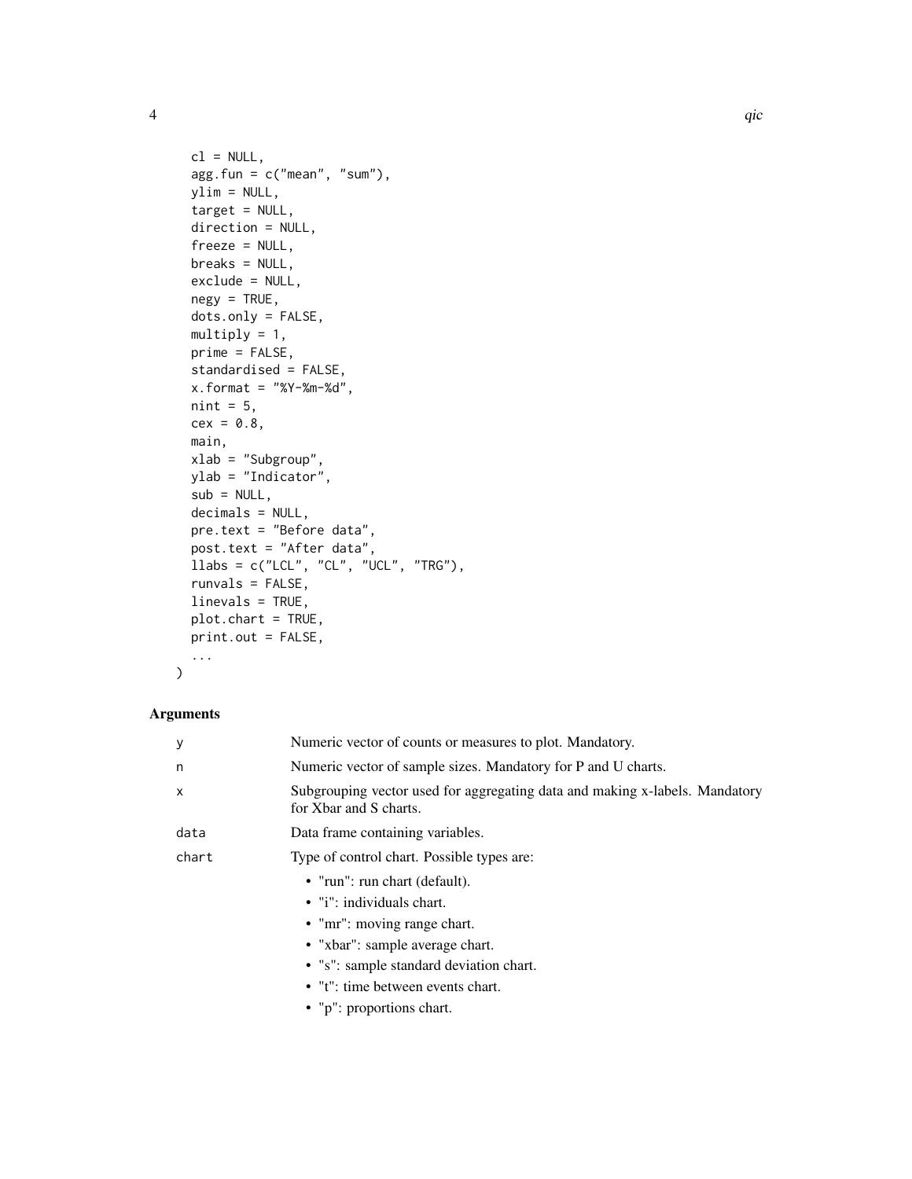```
  cl = NULL,
  agg.fun = c("mean", "sum"),
  ylim = NULL,
  target = NULL,
  direction = NULL,
  freeze = NULL,
  breaks = NULL,
  exclude = NULL,
  negy = TRUE,
  dots.only = FALSE,
  multiply = 1,
  prime = FALSE,
  standardised = FALSE,
  x.format = "%Y-%m-%d",
  nint = 5,
  cex = 0.8,
  main,
  xlab = "Subgroup",
  ylab = "Indicator",
  sub = NULL,
  decimals = NULL,
  pre.text = "Before data",
  post.text = "After data",
  llabs = c("LCL", "CL", "UCL", "TRG"),
  runvals = FALSE,
  linevals = TRUE,
  plot.chart = TRUE,
  print.out = FALSE,
  ...
)
```

## Arguments

| | |
|---|---|
| `y` | Numeric vector of counts or measures to plot. Mandatory. |
| `n` | Numeric vector of sample sizes. Mandatory for P and U charts. |
| `x` | Subgrouping vector used for aggregating data and making x-labels. Mandatory for Xbar and S charts. |
| `data` | Data frame containing variables. |
| `chart` | Type of control chart. Possible types are:<br>• "run": run chart (default).<br>• "i": individuals chart.<br>• "mr": moving range chart.<br>• "xbar": sample average chart.<br>• "s": sample standard deviation chart.<br>• "t": time between events chart.<br>• "p": proportions chart. |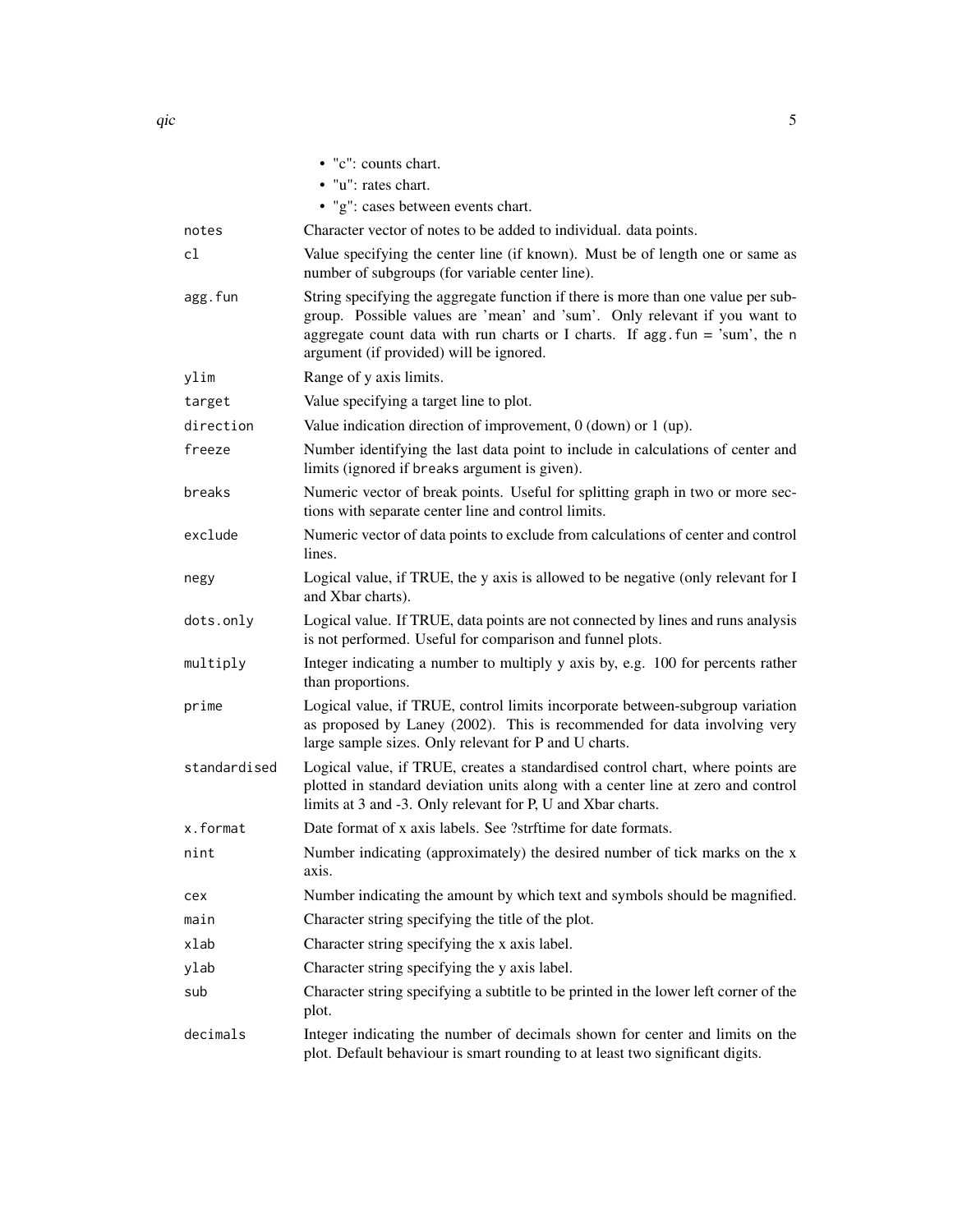- "c": counts chart.
- "u": rates chart.
- "g": cases between events chart.

| | |
|---|---|
| `notes` | Character vector of notes to be added to individual. data points. |
| `cl` | Value specifying the center line (if known). Must be of length one or same as number of subgroups (for variable center line). |
| `agg.fun` | String specifying the aggregate function if there is more than one value per subgroup. Possible values are 'mean' and 'sum'. Only relevant if you want to aggregate count data with run charts or I charts. If `agg.fun = 'sum'`, the `n` argument (if provided) will be ignored. |
| `ylim` | Range of y axis limits. |
| `target` | Value specifying a target line to plot. |
| `direction` | Value indication direction of improvement, 0 (down) or 1 (up). |
| `freeze` | Number identifying the last data point to include in calculations of center and limits (ignored if `breaks` argument is given). |
| `breaks` | Numeric vector of break points. Useful for splitting graph in two or more sections with separate center line and control limits. |
| `exclude` | Numeric vector of data points to exclude from calculations of center and control lines. |
| `negy` | Logical value, if TRUE, the y axis is allowed to be negative (only relevant for I and Xbar charts). |
| `dots.only` | Logical value. If TRUE, data points are not connected by lines and runs analysis is not performed. Useful for comparison and funnel plots. |
| `multiply` | Integer indicating a number to multiply y axis by, e.g. 100 for percents rather than proportions. |
| `prime` | Logical value, if TRUE, control limits incorporate between-subgroup variation as proposed by Laney (2002). This is recommended for data involving very large sample sizes. Only relevant for P and U charts. |
| `standardised` | Logical value, if TRUE, creates a standardised control chart, where points are plotted in standard deviation units along with a center line at zero and control limits at 3 and -3. Only relevant for P, U and Xbar charts. |
| `x.format` | Date format of x axis labels. See ?strftime for date formats. |
| `nint` | Number indicating (approximately) the desired number of tick marks on the x axis. |
| `cex` | Number indicating the amount by which text and symbols should be magnified. |
| `main` | Character string specifying the title of the plot. |
| `xlab` | Character string specifying the x axis label. |
| `ylab` | Character string specifying the y axis label. |
| `sub` | Character string specifying a subtitle to be printed in the lower left corner of the plot. |
| `decimals` | Integer indicating the number of decimals shown for center and limits on the plot. Default behaviour is smart rounding to at least two significant digits. |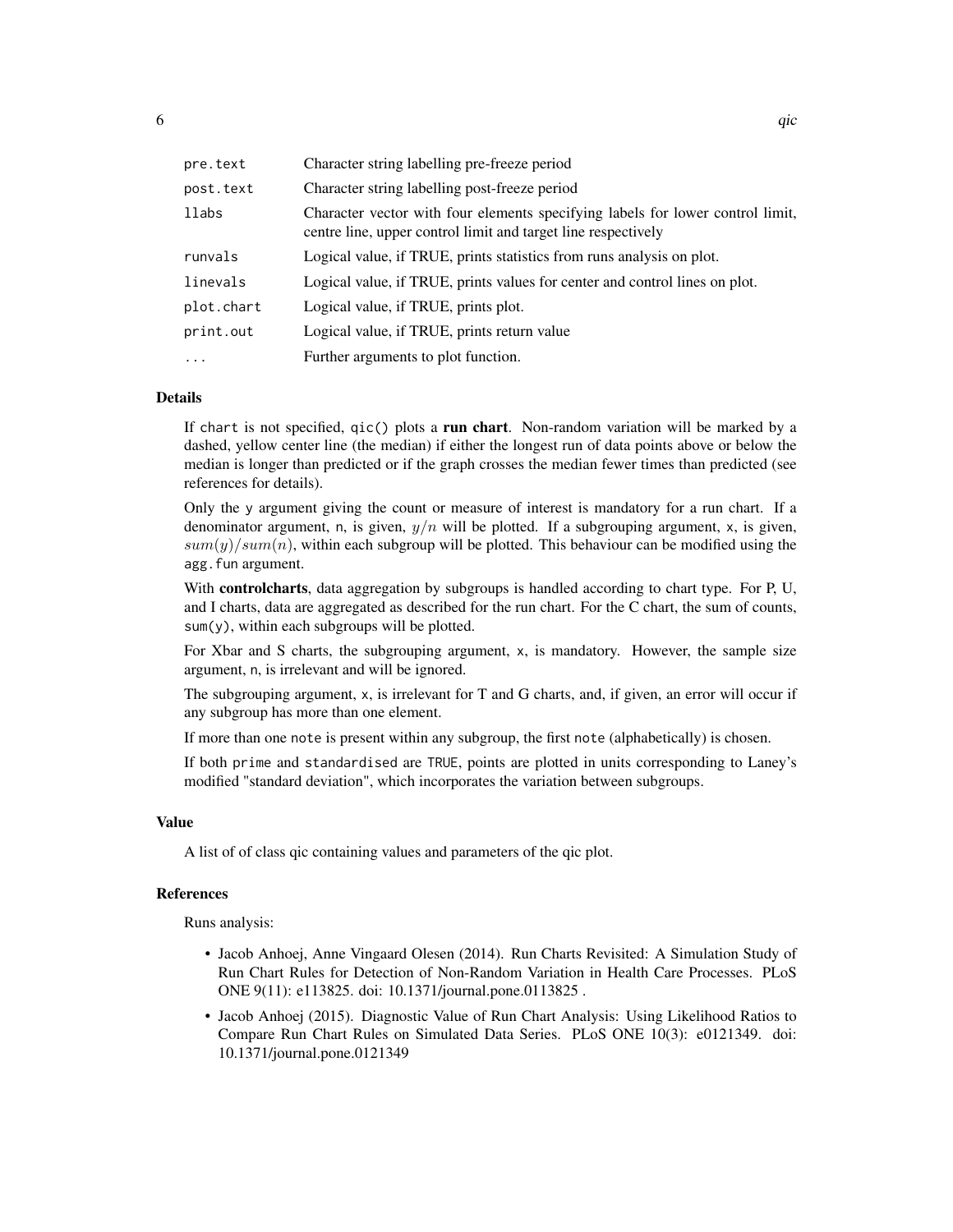| | |
|---|---|
| `pre.text` | Character string labelling pre-freeze period |
| `post.text` | Character string labelling post-freeze period |
| `llabs` | Character vector with four elements specifying labels for lower control limit, centre line, upper control limit and target line respectively |
| `runvals` | Logical value, if TRUE, prints statistics from runs analysis on plot. |
| `linevals` | Logical value, if TRUE, prints values for center and control lines on plot. |
| `plot.chart` | Logical value, if TRUE, prints plot. |
| `print.out` | Logical value, if TRUE, prints return value |
| `...` | Further arguments to plot function. |

### Details

If `chart` is not specified, `qic()` plots a **run chart**. Non-random variation will be marked by a dashed, yellow center line (the median) if either the longest run of data points above or below the median is longer than predicted or if the graph crosses the median fewer times than predicted (see references for details).

Only the `y` argument giving the count or measure of interest is mandatory for a run chart. If a denominator argument, `n`, is given, $y/n$ will be plotted. If a subgrouping argument, `x`, is given, $sum(y)/sum(n)$, within each subgroup will be plotted. This behaviour can be modified using the `agg.fun` argument.

With **controlcharts**, data aggregation by subgroups is handled according to chart type. For P, U, and I charts, data are aggregated as described for the run chart. For the C chart, the sum of counts, `sum(y)`, within each subgroups will be plotted.

For Xbar and S charts, the subgrouping argument, `x`, is mandatory. However, the sample size argument, `n`, is irrelevant and will be ignored.

The subgrouping argument, `x`, is irrelevant for T and G charts, and, if given, an error will occur if any subgroup has more than one element.

If more than one `note` is present within any subgroup, the first `note` (alphabetically) is chosen.

If both `prime` and `standardised` are `TRUE`, points are plotted in units corresponding to Laney's modified "standard deviation", which incorporates the variation between subgroups.

### Value

A list of of class qic containing values and parameters of the qic plot.

### References

Runs analysis:

- Jacob Anhoej, Anne Vingaard Olesen (2014). Run Charts Revisited: A Simulation Study of Run Chart Rules for Detection of Non-Random Variation in Health Care Processes. PLoS ONE 9(11): e113825. doi: 10.1371/journal.pone.0113825 .
- Jacob Anhoej (2015). Diagnostic Value of Run Chart Analysis: Using Likelihood Ratios to Compare Run Chart Rules on Simulated Data Series. PLoS ONE 10(3): e0121349. doi: 10.1371/journal.pone.0121349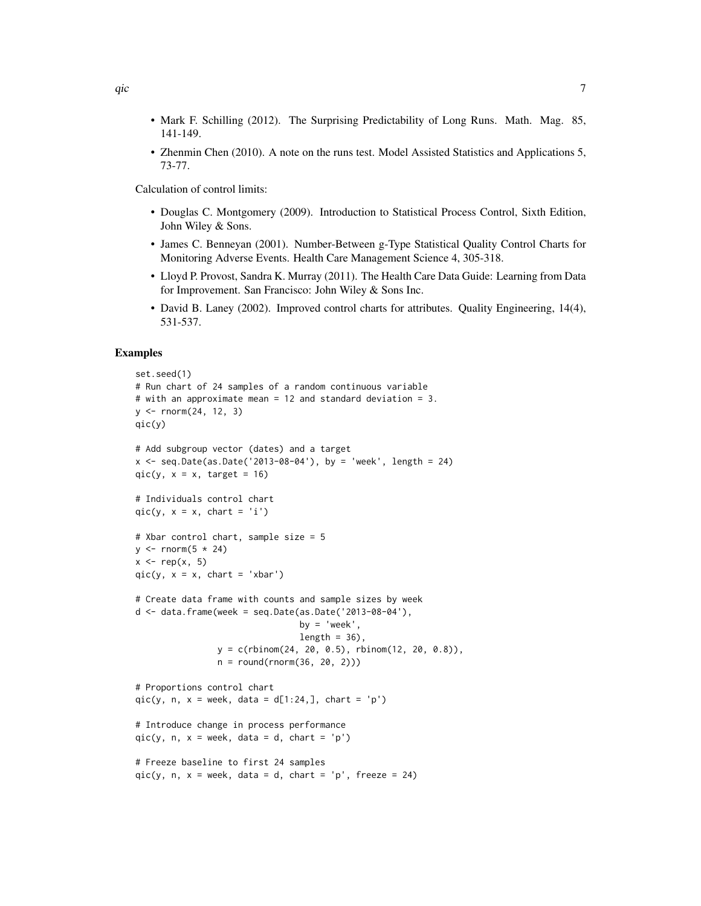- Mark F. Schilling (2012). The Surprising Predictability of Long Runs. Math. Mag. 85, 141-149.
- Zhenmin Chen (2010). A note on the runs test. Model Assisted Statistics and Applications 5, 73-77.

Calculation of control limits:

- Douglas C. Montgomery (2009). Introduction to Statistical Process Control, Sixth Edition, John Wiley & Sons.
- James C. Benneyan (2001). Number-Between g-Type Statistical Quality Control Charts for Monitoring Adverse Events. Health Care Management Science 4, 305-318.
- Lloyd P. Provost, Sandra K. Murray (2011). The Health Care Data Guide: Learning from Data for Improvement. San Francisco: John Wiley & Sons Inc.
- David B. Laney (2002). Improved control charts for attributes. Quality Engineering, 14(4), 531-537.

## Examples

```
set.seed(1)
# Run chart of 24 samples of a random continuous variable
# with an approximate mean = 12 and standard deviation = 3.
y <- rnorm(24, 12, 3)
qic(y)

# Add subgroup vector (dates) and a target
x <- seq.Date(as.Date('2013-08-04'), by = 'week', length = 24)
qic(y, x = x, target = 16)

# Individuals control chart
qic(y, x = x, chart = 'i')

# Xbar control chart, sample size = 5
y <- rnorm(5 * 24)
x <- rep(x, 5)
qic(y, x = x, chart = 'xbar')

# Create data frame with counts and sample sizes by week
d <- data.frame(week = seq.Date(as.Date('2013-08-04'),
                                by = 'week',
                                length = 36),
                y = c(rbinom(24, 20, 0.5), rbinom(12, 20, 0.8)),
                n = round(rnorm(36, 20, 2)))

# Proportions control chart
qic(y, n, x = week, data = d[1:24,], chart = 'p')

# Introduce change in process performance
qic(y, n, x = week, data = d, chart = 'p')

# Freeze baseline to first 24 samples
qic(y, n, x = week, data = d, chart = 'p', freeze = 24)
```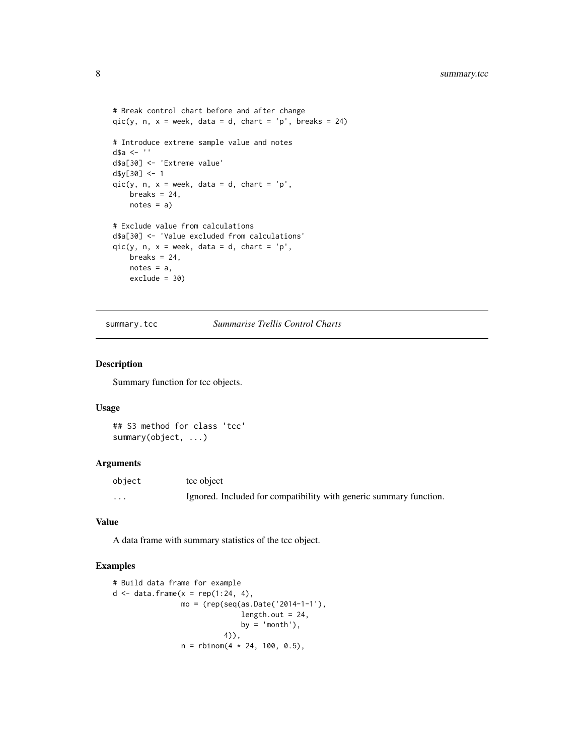```
# Break control chart before and after change
qic(y, n, x = week, data = d, chart = 'p', breaks = 24)

# Introduce extreme sample value and notes
d$a <- ''
d$a[30] <- 'Extreme value'
d$y[30] <- 1
qic(y, n, x = week, data = d, chart = 'p',
    breaks = 24,
    notes = a)

# Exclude value from calculations
d$a[30] <- 'Value excluded from calculations'
qic(y, n, x = week, data = d, chart = 'p',
    breaks = 24,
    notes = a,
    exclude = 30)
```

---

## summary.tcc — *Summarise Trellis Control Charts*

---

### Description

Summary function for tcc objects.

### Usage

```
## S3 method for class 'tcc'
summary(object, ...)
```

### Arguments

| | |
|---|---|
| object | tcc object |
| ... | Ignored. Included for compatibility with generic summary function. |

### Value

A data frame with summary statistics of the tcc object.

### Examples

```
# Build data frame for example
d <- data.frame(x = rep(1:24, 4),
                mo = (rep(seq(as.Date('2014-1-1'),
                              length.out = 24,
                              by = 'month'),
                          4)),
                n = rbinom(4 * 24, 100, 0.5),
```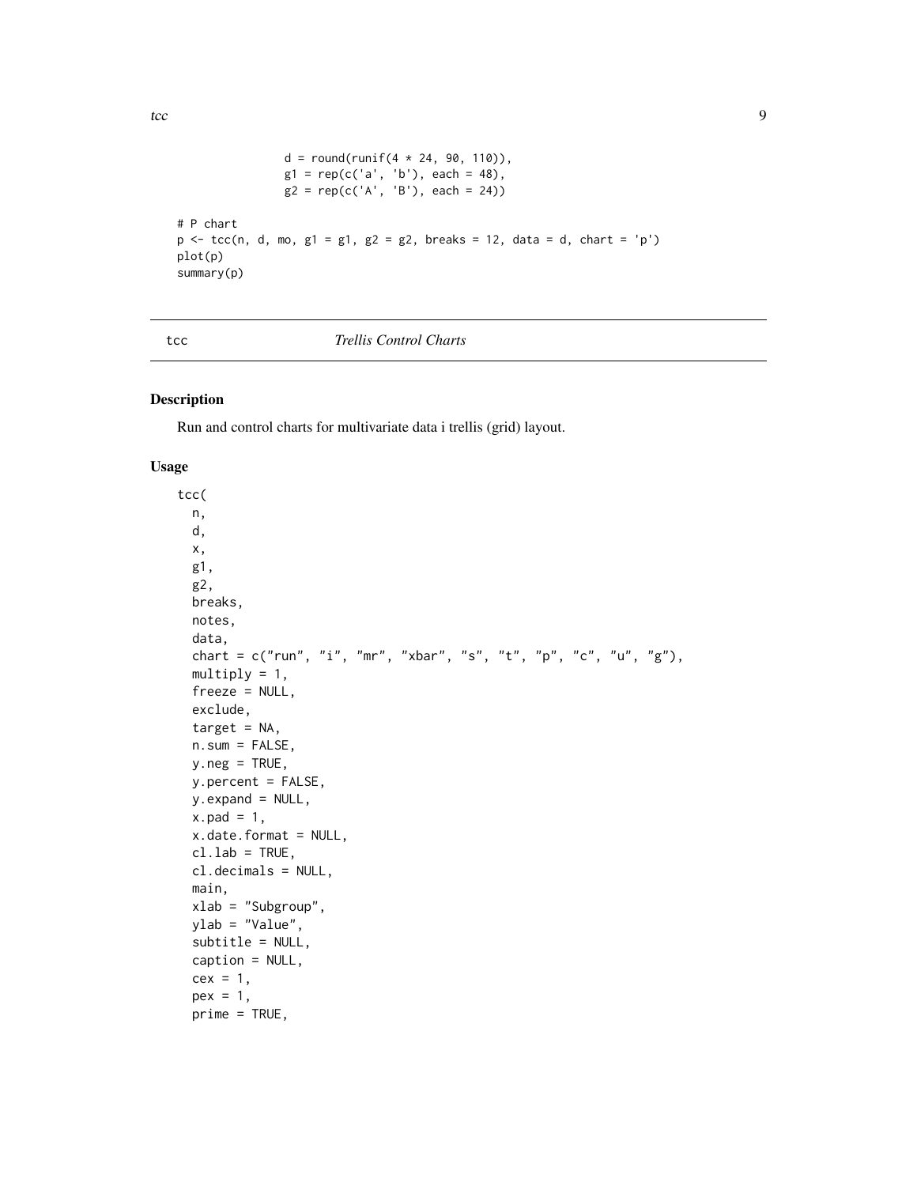```
                d = round(runif(4 * 24, 90, 110)),
                g1 = rep(c('a', 'b'), each = 48),
                g2 = rep(c('A', 'B'), each = 24))

# P chart
p <- tcc(n, d, mo, g1 = g1, g2 = g2, breaks = 12, data = d, chart = 'p')
plot(p)
summary(p)
```

---

tcc *Trellis Control Charts*

---

## Description

Run and control charts for multivariate data i trellis (grid) layout.

## Usage

```
tcc(
  n,
  d,
  x,
  g1,
  g2,
  breaks,
  notes,
  data,
  chart = c("run", "i", "mr", "xbar", "s", "t", "p", "c", "u", "g"),
  multiply = 1,
  freeze = NULL,
  exclude,
  target = NA,
  n.sum = FALSE,
  y.neg = TRUE,
  y.percent = FALSE,
  y.expand = NULL,
  x.pad = 1,
  x.date.format = NULL,
  cl.lab = TRUE,
  cl.decimals = NULL,
  main,
  xlab = "Subgroup",
  ylab = "Value",
  subtitle = NULL,
  caption = NULL,
  cex = 1,
  pex = 1,
  prime = TRUE,
```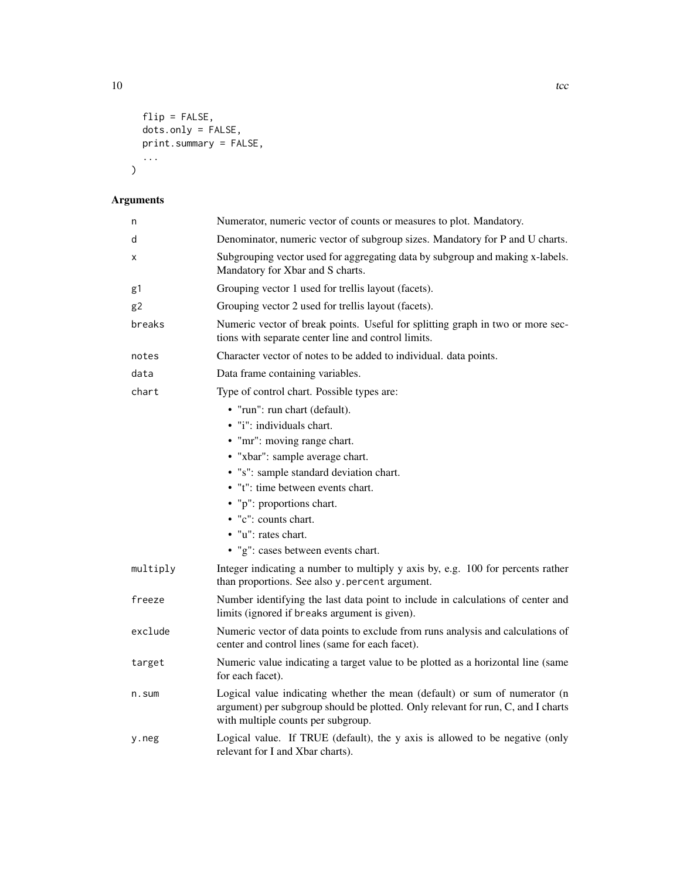```
  flip = FALSE,
  dots.only = FALSE,
  print.summary = FALSE,
  ...
)
```

## Arguments

| | |
|---|---|
| `n` | Numerator, numeric vector of counts or measures to plot. Mandatory. |
| `d` | Denominator, numeric vector of subgroup sizes. Mandatory for P and U charts. |
| `x` | Subgrouping vector used for aggregating data by subgroup and making x-labels. Mandatory for Xbar and S charts. |
| `g1` | Grouping vector 1 used for trellis layout (facets). |
| `g2` | Grouping vector 2 used for trellis layout (facets). |
| `breaks` | Numeric vector of break points. Useful for splitting graph in two or more sections with separate center line and control limits. |
| `notes` | Character vector of notes to be added to individual. data points. |
| `data` | Data frame containing variables. |
| `chart` | Type of control chart. Possible types are: <br>• "run": run chart (default). <br>• "i": individuals chart. <br>• "mr": moving range chart. <br>• "xbar": sample average chart. <br>• "s": sample standard deviation chart. <br>• "t": time between events chart. <br>• "p": proportions chart. <br>• "c": counts chart. <br>• "u": rates chart. <br>• "g": cases between events chart. |
| `multiply` | Integer indicating a number to multiply y axis by, e.g. 100 for percents rather than proportions. See also `y.percent` argument. |
| `freeze` | Number identifying the last data point to include in calculations of center and limits (ignored if `breaks` argument is given). |
| `exclude` | Numeric vector of data points to exclude from runs analysis and calculations of center and control lines (same for each facet). |
| `target` | Numeric value indicating a target value to be plotted as a horizontal line (same for each facet). |
| `n.sum` | Logical value indicating whether the mean (default) or sum of numerator (n argument) per subgroup should be plotted. Only relevant for run, C, and I charts with multiple counts per subgroup. |
| `y.neg` | Logical value. If TRUE (default), the y axis is allowed to be negative (only relevant for I and Xbar charts). |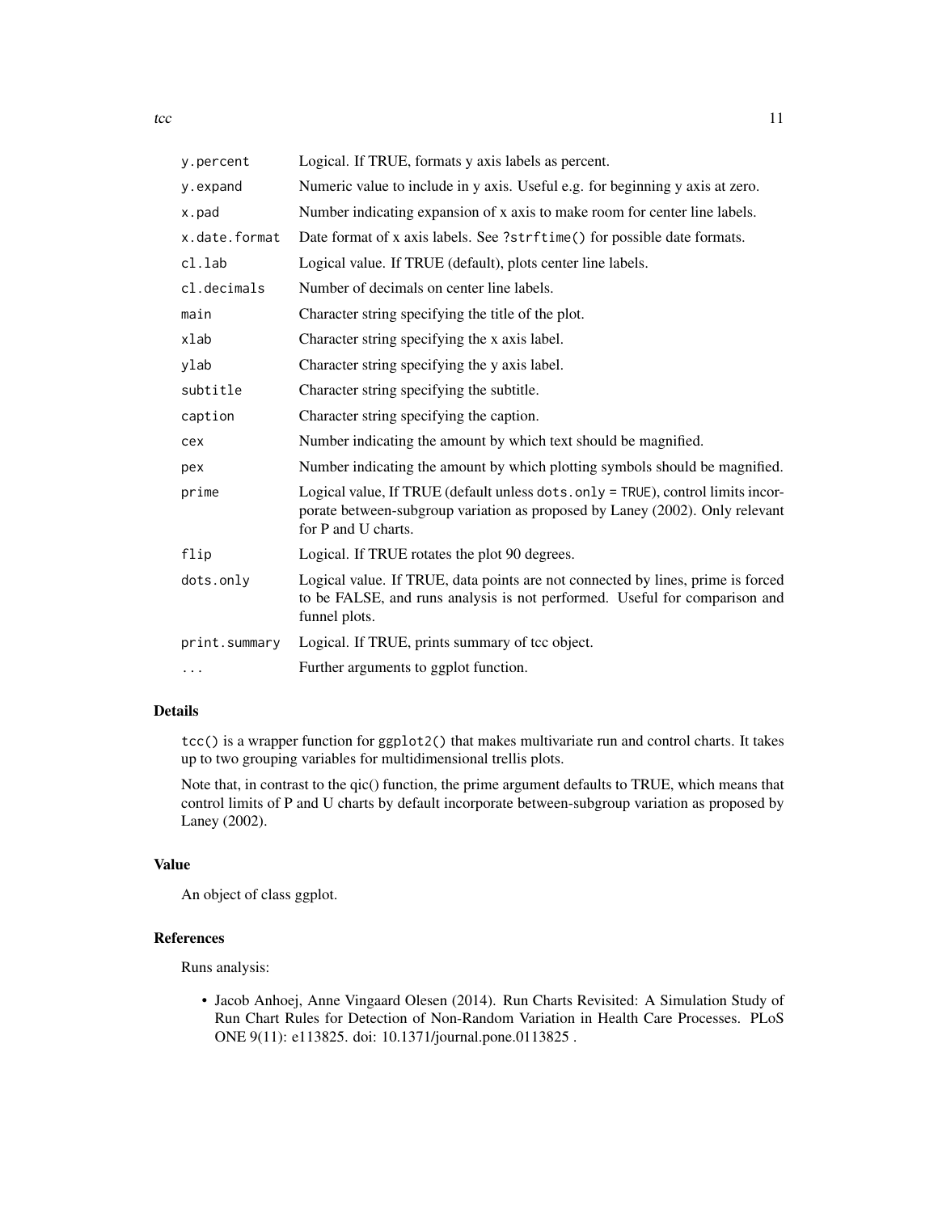| | |
|---|---|
| `y.percent` | Logical. If TRUE, formats y axis labels as percent. |
| `y.expand` | Numeric value to include in y axis. Useful e.g. for beginning y axis at zero. |
| `x.pad` | Number indicating expansion of x axis to make room for center line labels. |
| `x.date.format` | Date format of x axis labels. See `?strftime()` for possible date formats. |
| `cl.lab` | Logical value. If TRUE (default), plots center line labels. |
| `cl.decimals` | Number of decimals on center line labels. |
| `main` | Character string specifying the title of the plot. |
| `xlab` | Character string specifying the x axis label. |
| `ylab` | Character string specifying the y axis label. |
| `subtitle` | Character string specifying the subtitle. |
| `caption` | Character string specifying the caption. |
| `cex` | Number indicating the amount by which text should be magnified. |
| `pex` | Number indicating the amount by which plotting symbols should be magnified. |
| `prime` | Logical value, If TRUE (default unless `dots.only = TRUE`), control limits incorporate between-subgroup variation as proposed by Laney (2002). Only relevant for P and U charts. |
| `flip` | Logical. If TRUE rotates the plot 90 degrees. |
| `dots.only` | Logical value. If TRUE, data points are not connected by lines, prime is forced to be FALSE, and runs analysis is not performed. Useful for comparison and funnel plots. |
| `print.summary` | Logical. If TRUE, prints summary of tcc object. |
| `...` | Further arguments to ggplot function. |

## Details

`tcc()` is a wrapper function for `ggplot2()` that makes multivariate run and control charts. It takes up to two grouping variables for multidimensional trellis plots.

Note that, in contrast to the qic() function, the prime argument defaults to TRUE, which means that control limits of P and U charts by default incorporate between-subgroup variation as proposed by Laney (2002).

## Value

An object of class ggplot.

## References

Runs analysis:

- Jacob Anhoej, Anne Vingaard Olesen (2014). Run Charts Revisited: A Simulation Study of Run Chart Rules for Detection of Non-Random Variation in Health Care Processes. PLoS ONE 9(11): e113825. doi: 10.1371/journal.pone.0113825 .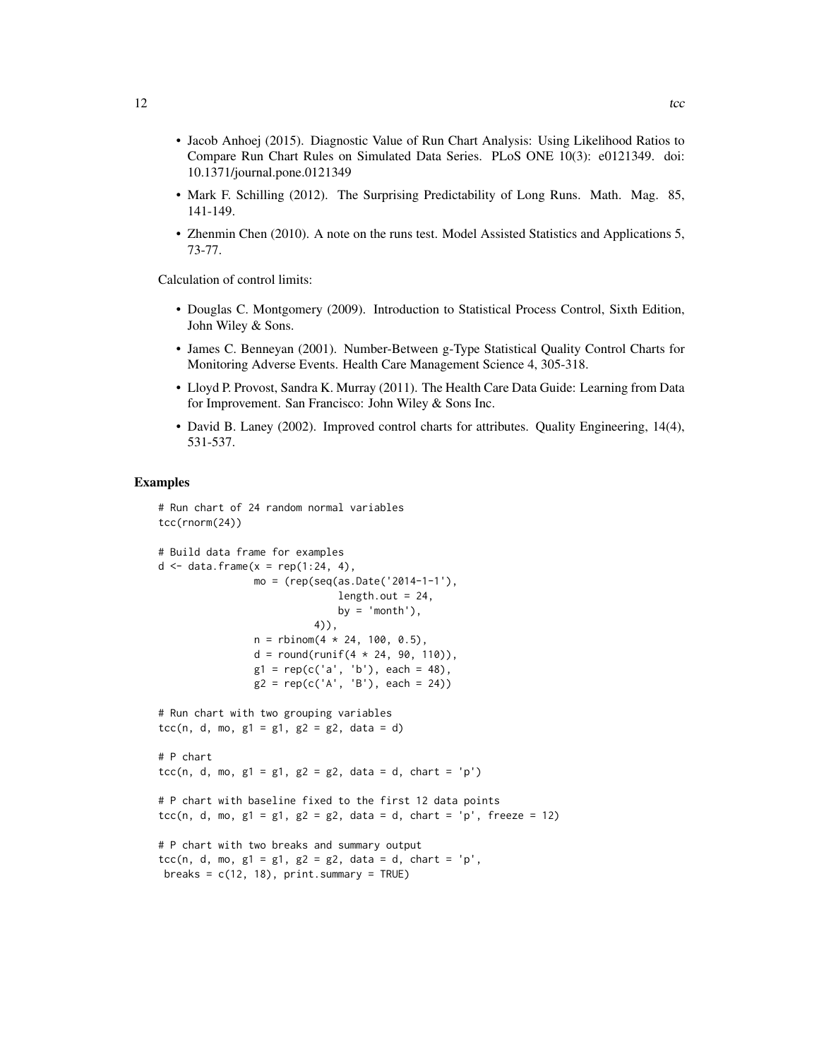- Jacob Anhoej (2015). Diagnostic Value of Run Chart Analysis: Using Likelihood Ratios to Compare Run Chart Rules on Simulated Data Series. PLoS ONE 10(3): e0121349. doi: 10.1371/journal.pone.0121349
- Mark F. Schilling (2012). The Surprising Predictability of Long Runs. Math. Mag. 85, 141-149.
- Zhenmin Chen (2010). A note on the runs test. Model Assisted Statistics and Applications 5, 73-77.

Calculation of control limits:

- Douglas C. Montgomery (2009). Introduction to Statistical Process Control, Sixth Edition, John Wiley & Sons.
- James C. Benneyan (2001). Number-Between g-Type Statistical Quality Control Charts for Monitoring Adverse Events. Health Care Management Science 4, 305-318.
- Lloyd P. Provost, Sandra K. Murray (2011). The Health Care Data Guide: Learning from Data for Improvement. San Francisco: John Wiley & Sons Inc.
- David B. Laney (2002). Improved control charts for attributes. Quality Engineering, 14(4), 531-537.

## Examples

```
# Run chart of 24 random normal variables
tcc(rnorm(24))

# Build data frame for examples
d <- data.frame(x = rep(1:24, 4),
                mo = (rep(seq(as.Date('2014-1-1'),
                              length.out = 24,
                              by = 'month'),
                          4)),
                n = rbinom(4 * 24, 100, 0.5),
                d = round(runif(4 * 24, 90, 110)),
                g1 = rep(c('a', 'b'), each = 48),
                g2 = rep(c('A', 'B'), each = 24))

# Run chart with two grouping variables
tcc(n, d, mo, g1 = g1, g2 = g2, data = d)

# P chart
tcc(n, d, mo, g1 = g1, g2 = g2, data = d, chart = 'p')

# P chart with baseline fixed to the first 12 data points
tcc(n, d, mo, g1 = g1, g2 = g2, data = d, chart = 'p', freeze = 12)

# P chart with two breaks and summary output
tcc(n, d, mo, g1 = g1, g2 = g2, data = d, chart = 'p',
 breaks = c(12, 18), print.summary = TRUE)
```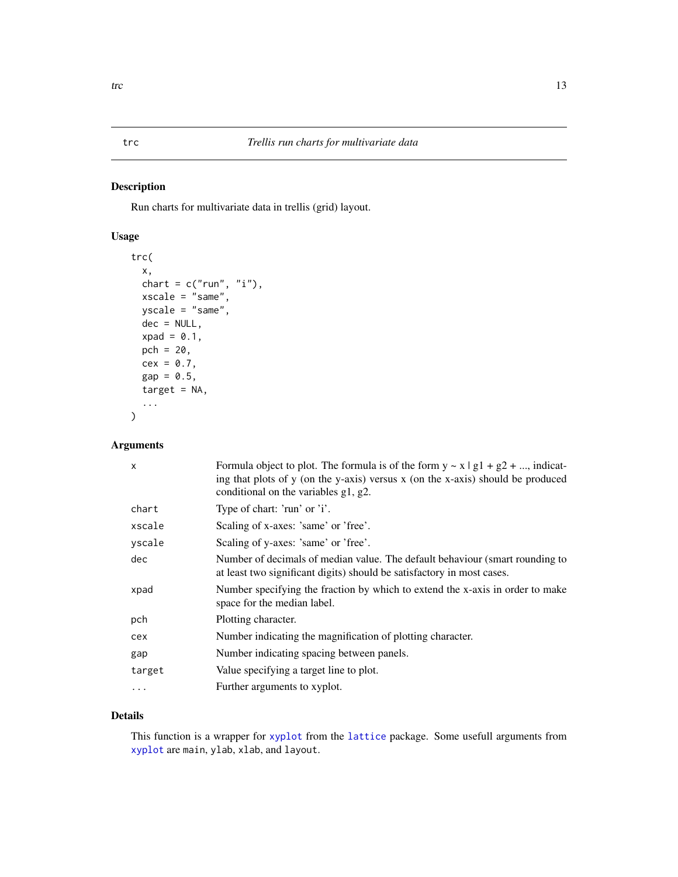trc *Trellis run charts for multivariate data*

## Description

Run charts for multivariate data in trellis (grid) layout.

## Usage

```
trc(
  x,
  chart = c("run", "i"),
  xscale = "same",
  yscale = "same",
  dec = NULL,
  xpad = 0.1,
  pch = 20,
  cex = 0.7,
  gap = 0.5,
  target = NA,
  ...
)
```

## Arguments

| | |
|---|---|
| `x` | Formula object to plot. The formula is of the form y ~ x \| g1 + g2 + ..., indicating that plots of y (on the y-axis) versus x (on the x-axis) should be produced conditional on the variables g1, g2. |
| `chart` | Type of chart: 'run' or 'i'. |
| `xscale` | Scaling of x-axes: 'same' or 'free'. |
| `yscale` | Scaling of y-axes: 'same' or 'free'. |
| `dec` | Number of decimals of median value. The default behaviour (smart rounding to at least two significant digits) should be satisfactory in most cases. |
| `xpad` | Number specifying the fraction by which to extend the x-axis in order to make space for the median label. |
| `pch` | Plotting character. |
| `cex` | Number indicating the magnification of plotting character. |
| `gap` | Number indicating spacing between panels. |
| `target` | Value specifying a target line to plot. |
| `...` | Further arguments to xyplot. |

## Details

This function is a wrapper for `xyplot` from the `lattice` package. Some usefull arguments from `xyplot` are `main`, `ylab`, `xlab`, and `layout`.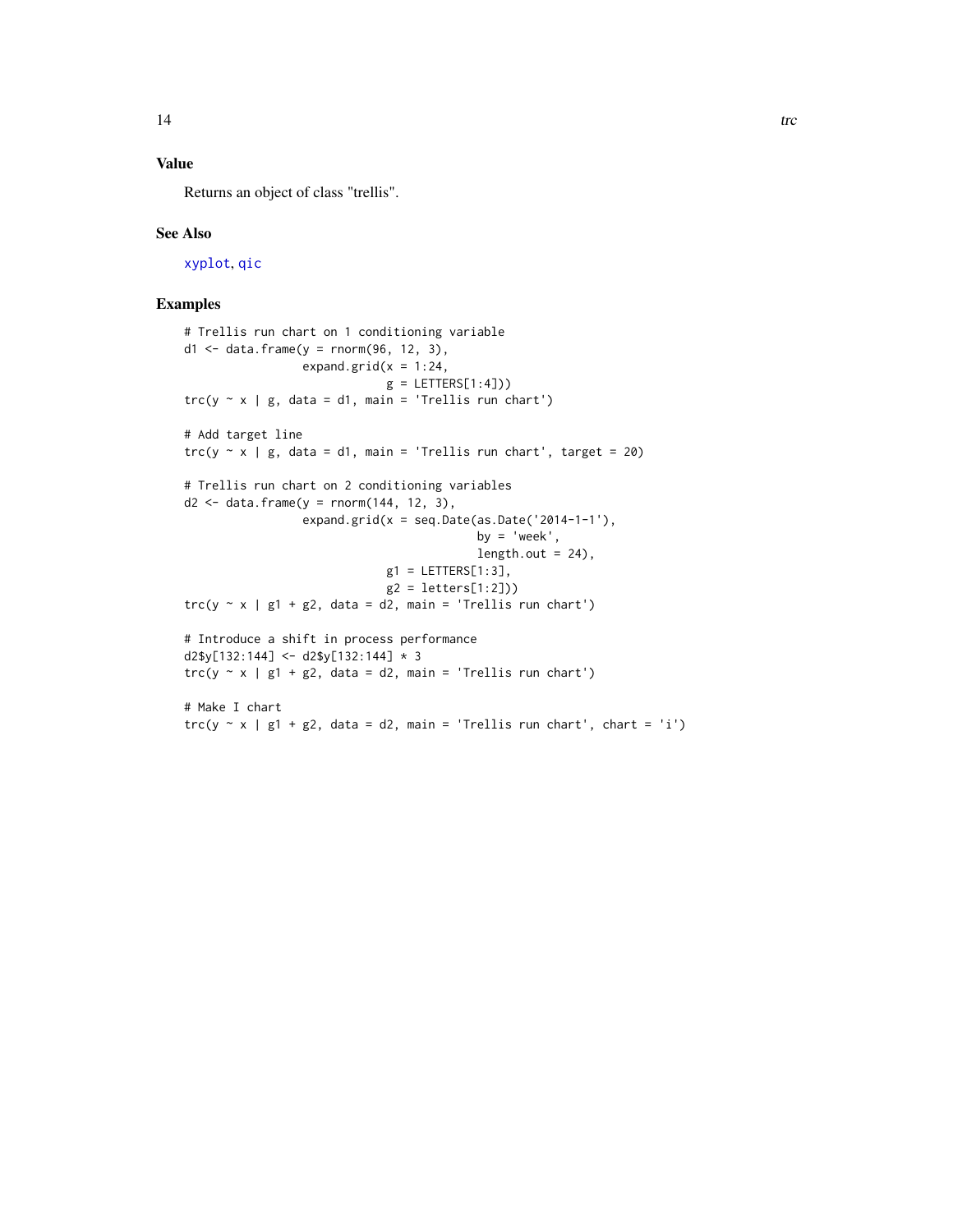## Value

Returns an object of class "trellis".

## See Also

xyplot, qic

## Examples

```
# Trellis run chart on 1 conditioning variable
d1 <- data.frame(y = rnorm(96, 12, 3),
                 expand.grid(x = 1:24,
                             g = LETTERS[1:4]))
trc(y ~ x | g, data = d1, main = 'Trellis run chart')

# Add target line
trc(y ~ x | g, data = d1, main = 'Trellis run chart', target = 20)

# Trellis run chart on 2 conditioning variables
d2 <- data.frame(y = rnorm(144, 12, 3),
                 expand.grid(x = seq.Date(as.Date('2014-1-1'),
                                          by = 'week',
                                          length.out = 24),
                             g1 = LETTERS[1:3],
                             g2 = letters[1:2]))
trc(y ~ x | g1 + g2, data = d2, main = 'Trellis run chart')

# Introduce a shift in process performance
d2$y[132:144] <- d2$y[132:144] * 3
trc(y ~ x | g1 + g2, data = d2, main = 'Trellis run chart')

# Make I chart
trc(y ~ x | g1 + g2, data = d2, main = 'Trellis run chart', chart = 'i')
```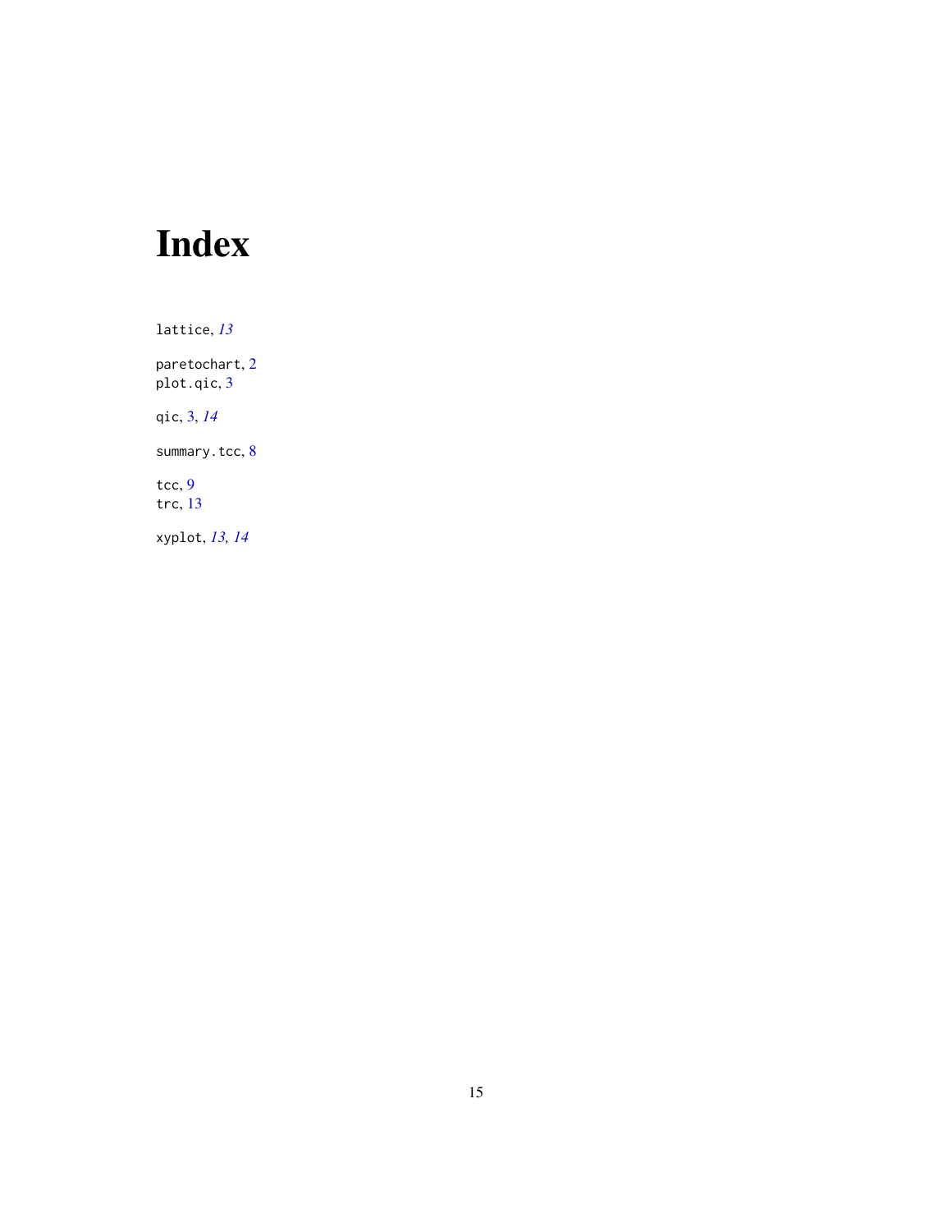# Index

lattice, *13*

paretochart, 2
plot.qic, 3

qic, 3, *14*

summary.tcc, 8

tcc, 9
trc, 13

xyplot, *13, 14*